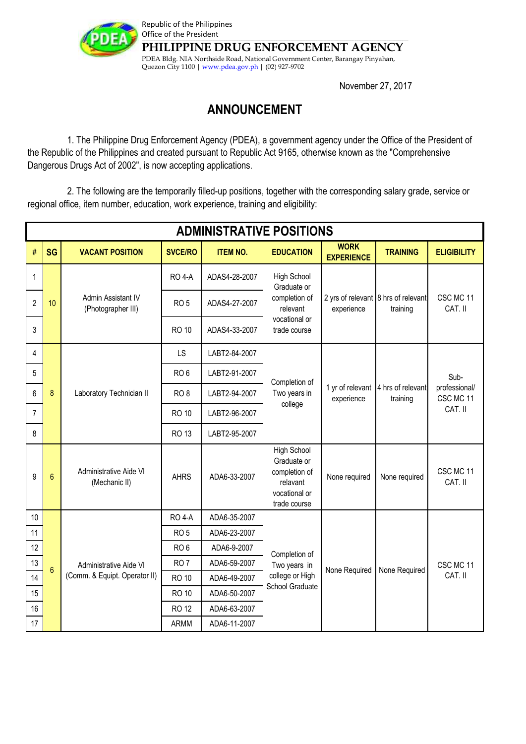Republic of the Philippines
Office of the President

# PHILIPPINE DRUG ENFORCEMENT AGENCY

PDEA Bldg. NIA Northside Road, National Government Center, Barangay Pinyahan, Quezon City 1100 | www.pdea.gov.ph | (02) 927-9702

November 27, 2017

## ANNOUNCEMENT

1. The Philippine Drug Enforcement Agency (PDEA), a government agency under the Office of the President of the Republic of the Philippines and created pursuant to Republic Act 9165, otherwise known as the "Comprehensive Dangerous Drugs Act of 2002", is now accepting applications.

2. The following are the temporarily filled-up positions, together with the corresponding salary grade, service or regional office, item number, education, work experience, training and eligibility:

**ADMINISTRATIVE POSITIONS**

| # | SG | VACANT POSITION | SVCE/RO | ITEM NO. | EDUCATION | WORK EXPERIENCE | TRAINING | ELIGIBILITY |
|---|---|---|---|---|---|---|---|---|
| 1 | 10 | Admin Assistant IV (Photographer III) | RO 4-A | ADAS4-28-2007 | High School Graduate or completion of relevant vocational or trade course | 2 yrs of relevant experience | 8 hrs of relevant training | CSC MC 11 CAT. II |
| 2 | | | RO 5 | ADAS4-27-2007 | | | | |
| 3 | | | RO 10 | ADAS4-33-2007 | | | | |
| 4 | 8 | Laboratory Technician II | LS | LABT2-84-2007 | Completion of Two years in college | 1 yr of relevant experience | 4 hrs of relevant training | Sub-professional/ CSC MC 11 CAT. II |
| 5 | | | RO 6 | LABT2-91-2007 | | | | |
| 6 | | | RO 8 | LABT2-94-2007 | | | | |
| 7 | | | RO 10 | LABT2-96-2007 | | | | |
| 8 | | | RO 13 | LABT2-95-2007 | | | | |
| 9 | 6 | Administrative Aide VI (Mechanic II) | AHRS | ADA6-33-2007 | High School Graduate or completion of relavant vocational or trade course | None required | None required | CSC MC 11 CAT. II |
| 10 | 6 | Administrative Aide VI (Comm. & Equipt. Operator II) | RO 4-A | ADA6-35-2007 | Completion of Two years in college or High School Graduate | None Required | None Required | CSC MC 11 CAT. II |
| 11 | | | RO 5 | ADA6-23-2007 | | | | |
| 12 | | | RO 6 | ADA6-9-2007 | | | | |
| 13 | | | RO 7 | ADA6-59-2007 | | | | |
| 14 | | | RO 10 | ADA6-49-2007 | | | | |
| 15 | | | RO 10 | ADA6-50-2007 | | | | |
| 16 | | | RO 12 | ADA6-63-2007 | | | | |
| 17 | | | ARMM | ADA6-11-2007 | | | | |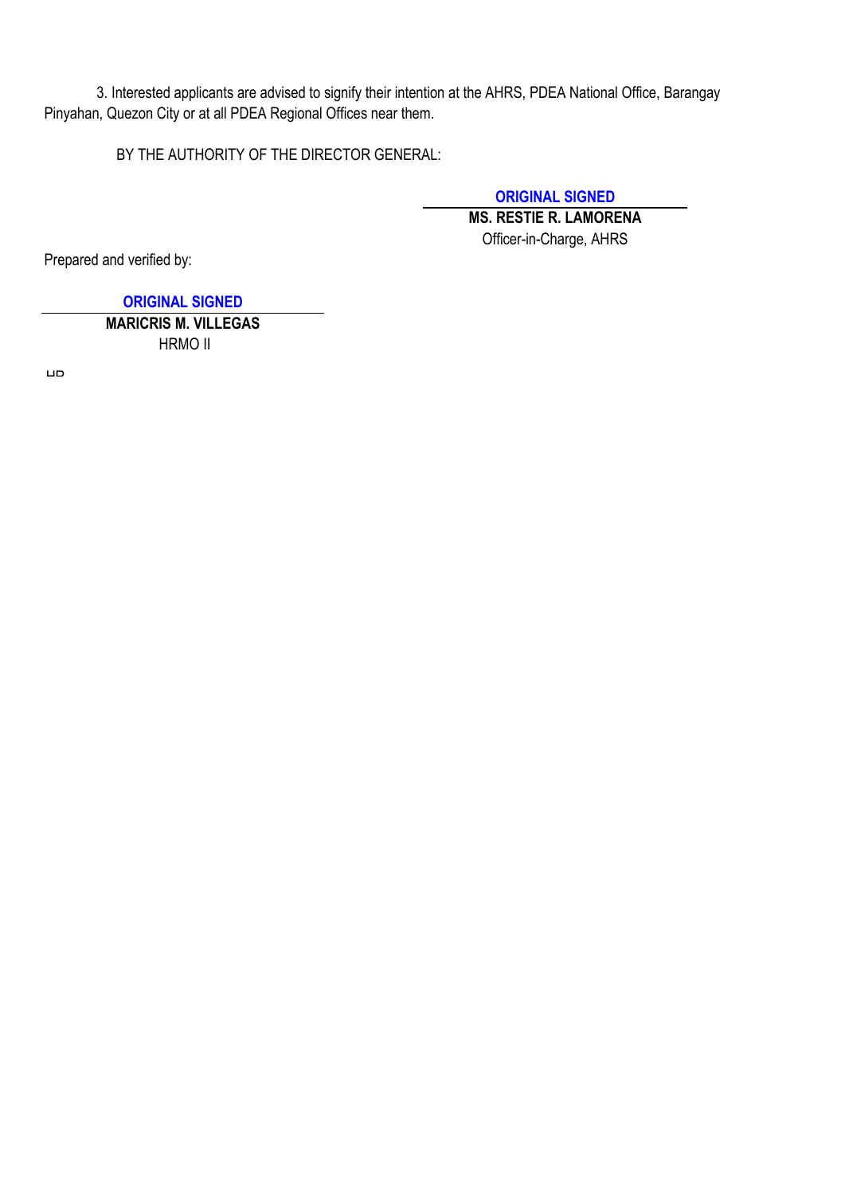3. Interested applicants are advised to signify their intention at the AHRS, PDEA National Office, Barangay Pinyahan, Quezon City or at all PDEA Regional Offices near them.

BY THE AUTHORITY OF THE DIRECTOR GENERAL:

**ORIGINAL SIGNED**
**MS. RESTIE R. LAMORENA**
Officer-in-Charge, AHRS

Prepared and verified by:

**ORIGINAL SIGNED**
**MARICRIS M. VILLEGAS**
HRMO II

HR